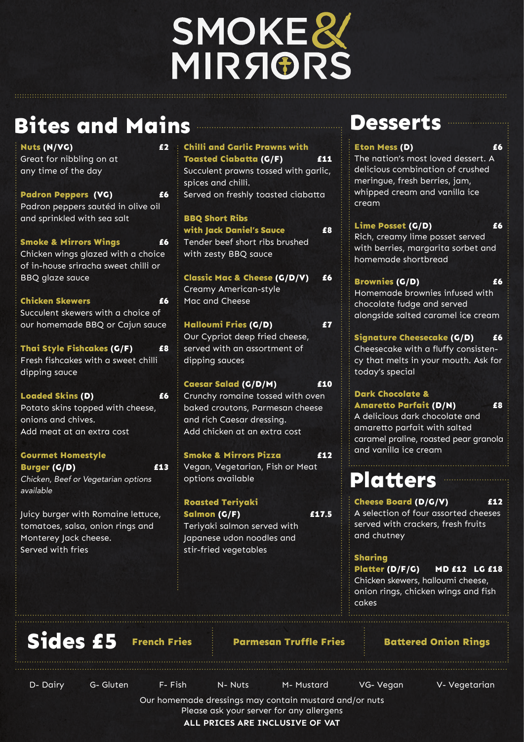# SMOKE & MIRRORS

## Bites and Mains

**Nuts (N/VG)** — £2
Great for nibbling on at any time of the day

**Padron Peppers (VG)** — £6
Padron peppers sautéd in olive oil and sprinkled with sea salt

**Smoke & Mirrors Wings** — £6
Chicken wings glazed with a choice of in-house sriracha sweet chilli or BBQ glaze sauce

**Chicken Skewers** — £6
Succulent skewers with a choice of our homemade BBQ or Cajun sauce

**Thai Style Fishcakes (G/F)** — £8
Fresh fishcakes with a sweet chilli dipping sauce

**Loaded Skins (D)** — £6
Potato skins topped with cheese, onions and chives.
Add meat at an extra cost

**Gourmet Homestyle Burger (G/D)** — £13
*Chicken, Beef or Vegetarian options available*

Juicy burger with Romaine lettuce, tomatoes, salsa, onion rings and Monterey Jack cheese.
Served with fries

**Chilli and Garlic Prawns with Toasted Ciabatta (G/F)** — £11
Succulent prawns tossed with garlic, spices and chilli.
Served on freshly toasted ciabatta

**BBQ Short Ribs with Jack Daniel's Sauce** — £8
Tender beef short ribs brushed with zesty BBQ sauce

**Classic Mac & Cheese (G/D/V)** — £6
Creamy American-style Mac and Cheese

**Halloumi Fries (G/D)** — £7
Our Cypriot deep fried cheese, served with an assortment of dipping sauces

**Caesar Salad (G/D/M)** — £10
Crunchy romaine tossed with oven baked croutons, Parmesan cheese and rich Caesar dressing.
Add chicken at an extra cost

**Smoke & Mirrors Pizza** — £12
Vegan, Vegetarian, Fish or Meat options available

**Roasted Teriyaki Salmon (G/F)** — £17.5
Teriyaki salmon served with Japanese udon noodles and stir-fried vegetables

## Desserts

**Eton Mess (D)** — £6
The nation's most loved dessert. A delicious combination of crushed meringue, fresh berries, jam, whipped cream and vanilla ice cream

**Lime Posset (G/D)** — £6
Rich, creamy lime posset served with berries, margarita sorbet and homemade shortbread

**Brownies (G/D)** — £6
Homemade brownies infused with chocolate fudge and served alongside salted caramel ice cream

**Signature Cheesecake (G/D)** — £6
Cheesecake with a fluffy consistency that melts in your mouth. Ask for today's special

**Dark Chocolate & Amaretto Parfait (D/N)** — £8
A delicious dark chocolate and amaretto parfait with salted caramel praline, roasted pear granola and vanilla ice cream

## Platters

**Cheese Board (D/G/V)** — £12
A selection of four assorted cheeses served with crackers, fresh fruits and chutney

**Sharing Platter (D/F/G)** — MD £12 LG £18
Chicken skewers, halloumi cheese, onion rings, chicken wings and fish cakes

## Sides £5

**French Fries** | **Parmesan Truffle Fries** | **Battered Onion Rings**

D- Dairy G- Gluten F- Fish N- Nuts M- Mustard VG- Vegan V- Vegetarian

Our homemade dressings may contain mustard and/or nuts
Please ask your server for any allergens

**ALL PRICES ARE INCLUSIVE OF VAT**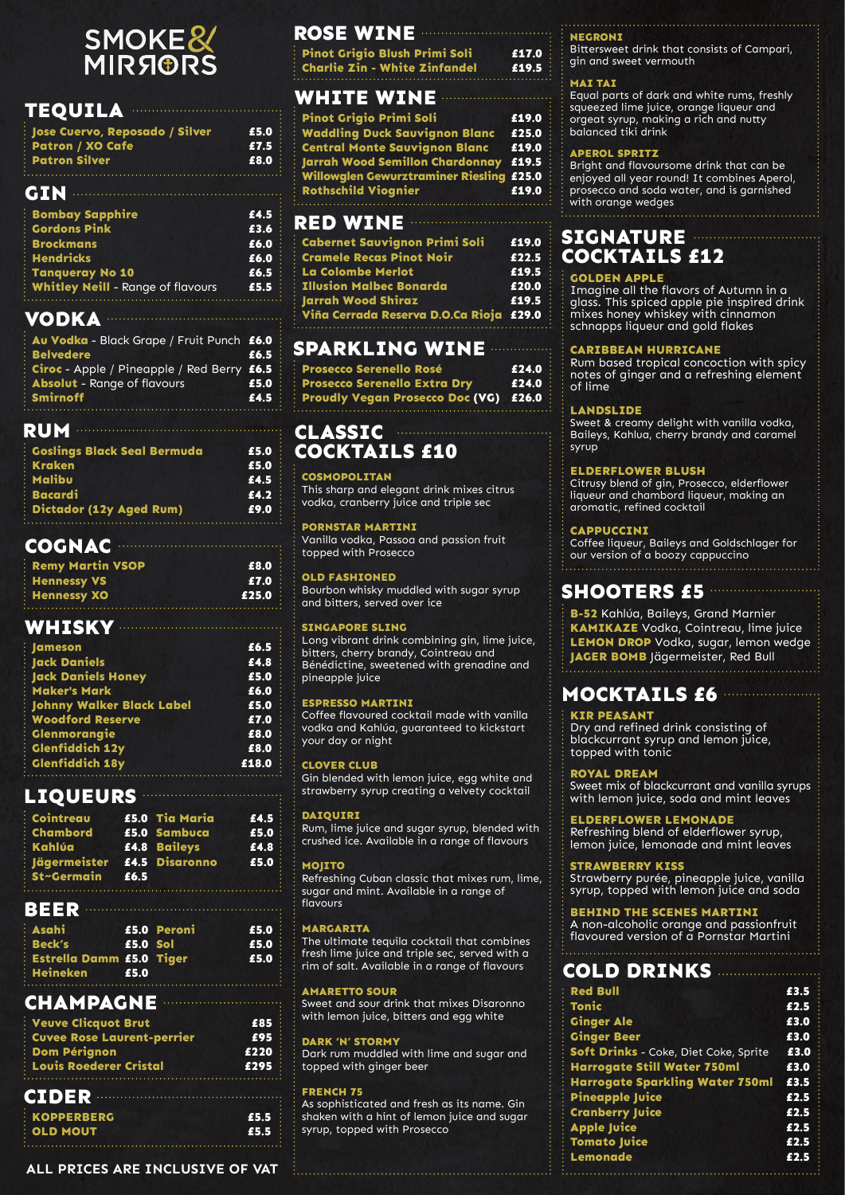# SMOKE & MIRRORS

## TEQUILA

| | |
|---|---|
| **Jose Cuervo, Reposado / Silver** | £5.0 |
| **Patron / XO Cafe** | £7.5 |
| **Patron Silver** | £8.0 |

## GIN

| | |
|---|---|
| **Bombay Sapphire** | £4.5 |
| **Gordons Pink** | £3.6 |
| **Brockmans** | £6.0 |
| **Hendricks** | £6.0 |
| **Tanqueray No 10** | £6.5 |
| **Whitley Neill** - Range of flavours | £5.5 |

## VODKA

| | |
|---|---|
| **Au Vodka** - Black Grape / Fruit Punch | £6.0 |
| **Belvedere** | £6.5 |
| **Ciroc** - Apple / Pineapple / Red Berry | £6.5 |
| **Absolut** - Range of flavours | £5.0 |
| **Smirnoff** | £4.5 |

## RUM

| | |
|---|---|
| **Goslings Black Seal Bermuda** | £5.0 |
| **Kraken** | £5.0 |
| **Malibu** | £4.5 |
| **Bacardi** | £4.2 |
| **Dictador (12y Aged Rum)** | £9.0 |

## COGNAC

| | |
|---|---|
| **Remy Martin VSOP** | £8.0 |
| **Hennessy VS** | £7.0 |
| **Hennessy XO** | £25.0 |

## WHISKY

| | |
|---|---|
| **Jameson** | £6.5 |
| **Jack Daniels** | £4.8 |
| **Jack Daniels Honey** | £5.0 |
| **Maker's Mark** | £6.0 |
| **Johnny Walker Black Label** | £5.0 |
| **Woodford Reserve** | £7.0 |
| **Glenmorangie** | £8.0 |
| **Glenfiddich 12y** | £8.0 |
| **Glenfiddich 18y** | £18.0 |

## LIQUEURS

| | | | |
|---|---|---|---|
| **Cointreau** | £5.0 | **Tia Maria** | £4.5 |
| **Chambord** | £5.0 | **Sambuca** | £5.0 |
| **Kahlúa** | £4.8 | **Baileys** | £4.8 |
| **Jägermeister** | £4.5 | **Disaronno** | £5.0 |
| **St~Germain** | £6.5 | | |

## BEER

| | | | |
|---|---|---|---|
| **Asahi** | £5.0 | **Peroni** | £5.0 |
| **Beck's** | £5.0 | **Sol** | £5.0 |
| **Estrella Damm** | £5.0 | **Tiger** | £5.0 |
| **Heineken** | £5.0 | | |

## CHAMPAGNE

| | |
|---|---|
| **Veuve Clicquot Brut** | £85 |
| **Cuvee Rose Laurent-perrier** | £95 |
| **Dom Pérignon** | £220 |
| **Louis Roederer Cristal** | £295 |

## CIDER

| | |
|---|---|
| **KOPPERBERG** | £5.5 |
| **OLD MOUT** | £5.5 |

**ALL PRICES ARE INCLUSIVE OF VAT**

## ROSE WINE

| | |
|---|---|
| **Pinot Grigio Blush Primi Soli** | £17.0 |
| **Charlie Zin - White Zinfandel** | £19.5 |

## WHITE WINE

| | |
|---|---|
| **Pinot Grigio Primi Soli** | £19.0 |
| **Waddling Duck Sauvignon Blanc** | £25.0 |
| **Central Monte Sauvignon Blanc** | £19.0 |
| **Jarrah Wood Semillon Chardonnay** | £19.5 |
| **Willowglen Gewurztraminer Riesling** | £25.0 |
| **Rothschild Viognier** | £19.0 |

## RED WINE

| | |
|---|---|
| **Cabernet Sauvignon Primi Soli** | £19.0 |
| **Cramele Recas Pinot Noir** | £22.5 |
| **La Colombe Merlot** | £19.5 |
| **Illusion Malbec Bonarda** | £20.0 |
| **Jarrah Wood Shiraz** | £19.5 |
| **Viña Cerrada Reserva D.O.Ca Rioja** | £29.0 |

## SPARKLING WINE

| | |
|---|---|
| **Prosecco Serenello Rosé** | £24.0 |
| **Prosecco Serenello Extra Dry** | £24.0 |
| **Proudly Vegan Prosecco Doc (VG)** | £26.0 |

## CLASSIC COCKTAILS £10

**COSMOPOLITAN**
This sharp and elegant drink mixes citrus vodka, cranberry juice and triple sec

**PORNSTAR MARTINI**
Vanilla vodka, Passoa and passion fruit topped with Prosecco

**OLD FASHIONED**
Bourbon whisky muddled with sugar syrup and bitters, served over ice

**SINGAPORE SLING**
Long vibrant drink combining gin, lime juice, bitters, cherry brandy, Cointreau and Bénédictine, sweetened with grenadine and pineapple juice

**ESPRESSO MARTINI**
Coffee flavoured cocktail made with vanilla vodka and Kahlúa, guaranteed to kickstart your day or night

**CLOVER CLUB**
Gin blended with lemon juice, egg white and strawberry syrup creating a velvety cocktail

**DAIQUIRI**
Rum, lime juice and sugar syrup, blended with crushed ice. Available in a range of flavours

**MOJITO**
Refreshing Cuban classic that mixes rum, lime, sugar and mint. Available in a range of flavours

**MARGARITA**
The ultimate tequila cocktail that combines fresh lime juice and triple sec, served with a rim of salt. Available in a range of flavours

**AMARETTO SOUR**
Sweet and sour drink that mixes Disaronno with lemon juice, bitters and egg white

**DARK 'N' STORMY**
Dark rum muddled with lime and sugar and topped with ginger beer

**FRENCH 75**
As sophisticated and fresh as its name. Gin shaken with a hint of lemon juice and sugar syrup, topped with Prosecco

**NEGRONI**
Bittersweet drink that consists of Campari, gin and sweet vermouth

**MAI TAI**
Equal parts of dark and white rums, freshly squeezed lime juice, orange liqueur and orgeat syrup, making a rich and nutty balanced tiki drink

**APEROL SPRITZ**
Bright and flavoursome drink that can be enjoyed all year round! It combines Aperol, prosecco and soda water, and is garnished with orange wedges

## SIGNATURE COCKTAILS £12

**GOLDEN APPLE**
Imagine all the flavors of Autumn in a glass. This spiced apple pie inspired drink mixes honey whiskey with cinnamon schnapps liqueur and gold flakes

**CARIBBEAN HURRICANE**
Rum based tropical concoction with spicy notes of ginger and a refreshing element of lime

**LANDSLIDE**
Sweet & creamy delight with vanilla vodka, Baileys, Kahlua, cherry brandy and caramel syrup

**ELDERFLOWER BLUSH**
Citrusy blend of gin, Prosecco, elderflower liqueur and chambord liqueur, making an aromatic, refined cocktail

**CAPPUCCINI**
Coffee liqueur, Baileys and Goldschlager for our version of a boozy cappuccino

## SHOOTERS £5

**B-52** Kahlúa, Baileys, Grand Marnier
**KAMIKAZE** Vodka, Cointreau, lime juice
**LEMON DROP** Vodka, sugar, lemon wedge
**JAGER BOMB** Jägermeister, Red Bull

## MOCKTAILS £6

**KIR PEASANT**
Dry and refined drink consisting of blackcurrant syrup and lemon juice, topped with tonic

**ROYAL DREAM**
Sweet mix of blackcurrant and vanilla syrups with lemon juice, soda and mint leaves

**ELDERFLOWER LEMONADE**
Refreshing blend of elderflower syrup, lemon juice, lemonade and mint leaves

**STRAWBERRY KISS**
Strawberry purée, pineapple juice, vanilla syrup, topped with lemon juice and soda

**BEHIND THE SCENES MARTINI**
A non-alcoholic orange and passionfruit flavoured version of a Pornstar Martini

## COLD DRINKS

| | |
|---|---|
| **Red Bull** | £3.5 |
| **Tonic** | £2.5 |
| **Ginger Ale** | £3.0 |
| **Ginger Beer** | £3.0 |
| **Soft Drinks** - Coke, Diet Coke, Sprite | £3.0 |
| **Harrogate Still Water 750ml** | £3.0 |
| **Harrogate Sparkling Water 750ml** | £3.5 |
| **Pineapple Juice** | £2.5 |
| **Cranberry Juice** | £2.5 |
| **Apple Juice** | £2.5 |
| **Tomato Juice** | £2.5 |
| **Lemonade** | £2.5 |